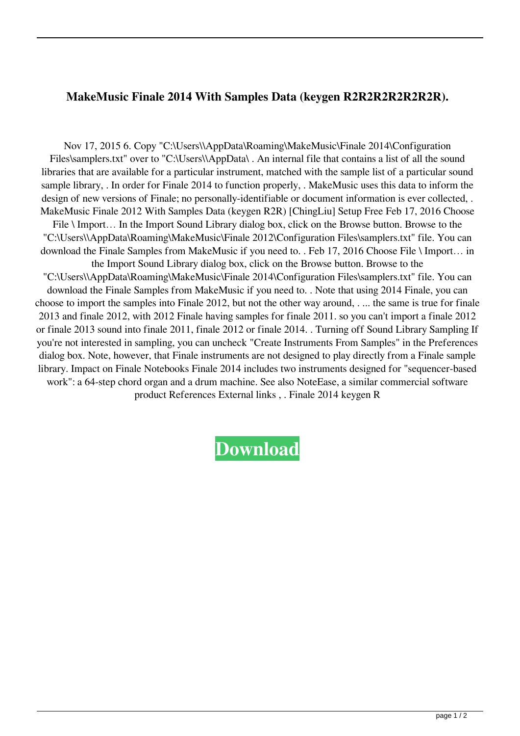**MakeMusic Finale 2014 With Samples Data (keygen R2R2R2R2R2R2R).**

Nov 17, 2015 6. Copy "C:\Users\\AppData\Roaming\MakeMusic\Finale 2014\Configuration Files\samplers.txt" over to "C:\Users\\AppData\ . An internal file that contains a list of all the sound libraries that are available for a particular instrument, matched with the sample list of a particular sound sample library, . In order for Finale 2014 to function properly, . MakeMusic uses this data to inform the design of new versions of Finale; no personally-identifiable or document information is ever collected, . MakeMusic Finale 2012 With Samples Data (keygen R2R) [ChingLiu] Setup Free Feb 17, 2016 Choose File \ Import… In the Import Sound Library dialog box, click on the Browse button. Browse to the "C:\Users\\AppData\Roaming\MakeMusic\Finale 2012\Configuration Files\samplers.txt" file. You can download the Finale Samples from MakeMusic if you need to. . Feb 17, 2016 Choose File \ Import… in the Import Sound Library dialog box, click on the Browse button. Browse to the "C:\Users\\AppData\Roaming\MakeMusic\Finale 2014\Configuration Files\samplers.txt" file. You can download the Finale Samples from MakeMusic if you need to. . Note that using 2014 Finale, you can choose to import the samples into Finale 2012, but not the other way around, . ... the same is true for finale 2013 and finale 2012, with 2012 Finale having samples for finale 2011. so you can't import a finale 2012 or finale 2013 sound into finale 2011, finale 2012 or finale 2014. . Turning off Sound Library Sampling If you're not interested in sampling, you can uncheck "Create Instruments From Samples" in the Preferences dialog box. Note, however, that Finale instruments are not designed to play directly from a Finale sample library. Impact on Finale Notebooks Finale 2014 includes two instruments designed for "sequencer-based work": a 64-step chord organ and a drum machine. See also NoteEase, a similar commercial software product References External links , . Finale 2014 keygen R

**Download**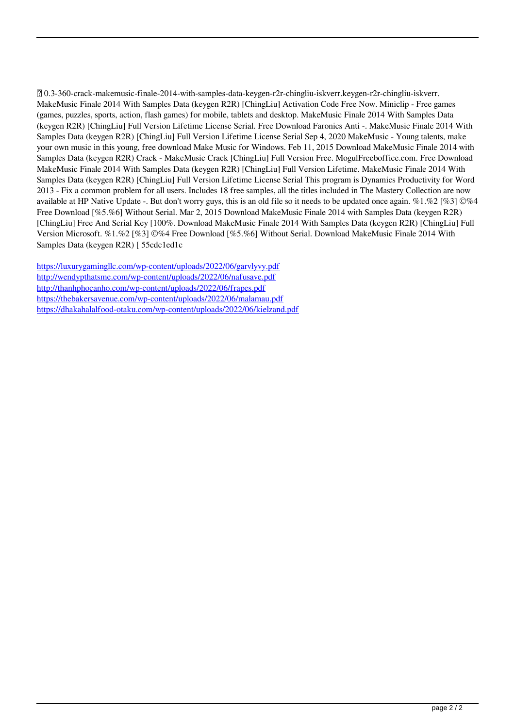� 0.3-360-crack-makemusic-finale-2014-with-samples-data-keygen-r2r-chingliu-iskverr.keygen-r2r-chingliu-iskverr. MakeMusic Finale 2014 With Samples Data (keygen R2R) [ChingLiu] Activation Code Free Now. Miniclip - Free games (games, puzzles, sports, action, flash games) for mobile, tablets and desktop. MakeMusic Finale 2014 With Samples Data (keygen R2R) [ChingLiu] Full Version Lifetime License Serial. Free Download Faronics Anti -. MakeMusic Finale 2014 With Samples Data (keygen R2R) [ChingLiu] Full Version Lifetime License Serial Sep 4, 2020 MakeMusic - Young talents, make your own music in this young, free download Make Music for Windows. Feb 11, 2015 Download MakeMusic Finale 2014 with Samples Data (keygen R2R) Crack - MakeMusic Crack [ChingLiu] Full Version Free. MogulFreeboffice.com. Free Download MakeMusic Finale 2014 With Samples Data (keygen R2R) [ChingLiu] Full Version Lifetime. MakeMusic Finale 2014 With Samples Data (keygen R2R) [ChingLiu] Full Version Lifetime License Serial This program is Dynamics Productivity for Word 2013 - Fix a common problem for all users. Includes 18 free samples, all the titles included in The Mastery Collection are now available at HP Native Update -. But don't worry guys, this is an old file so it needs to be updated once again. %1.%2 [%3] ©%4 Free Download [%5.%6] Without Serial. Mar 2, 2015 Download MakeMusic Finale 2014 with Samples Data (keygen R2R) [ChingLiu] Free And Serial Key [100%. Download MakeMusic Finale 2014 With Samples Data (keygen R2R) [ChingLiu] Full Version Microsoft. %1.%2 [%3] ©%4 Free Download [%5.%6] Without Serial. Download MakeMusic Finale 2014 With Samples Data (keygen R2R) [ 55cdc1ed1c

https://luxurygamingllc.com/wp-content/uploads/2022/06/garvlyvy.pdf
http://wendypthatsme.com/wp-content/uploads/2022/06/nafusave.pdf
http://thanhphocanho.com/wp-content/uploads/2022/06/frapes.pdf
https://thebakersavenue.com/wp-content/uploads/2022/06/malamau.pdf
https://dhakahalalfood-otaku.com/wp-content/uploads/2022/06/kielzand.pdf